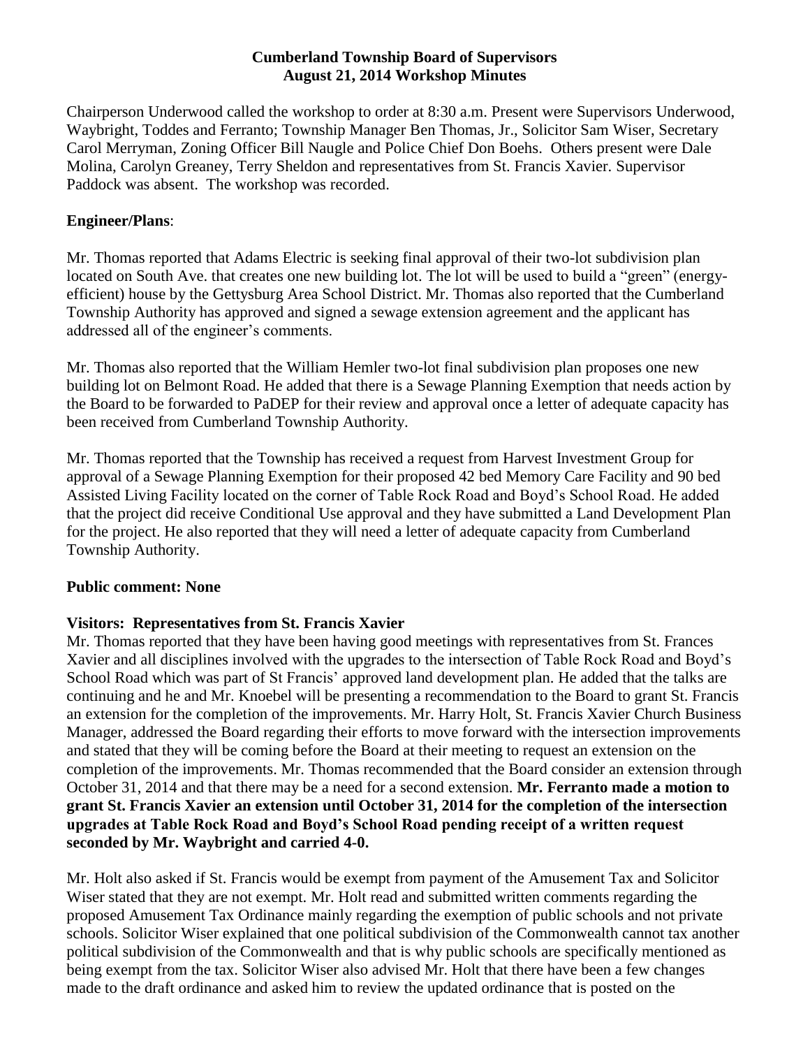**Cumberland Township Board of Supervisors**
**August 21, 2014 Workshop Minutes**

Chairperson Underwood called the workshop to order at 8:30 a.m. Present were Supervisors Underwood, Waybright, Toddes and Ferranto; Township Manager Ben Thomas, Jr., Solicitor Sam Wiser, Secretary Carol Merryman, Zoning Officer Bill Naugle and Police Chief Don Boehs. Others present were Dale Molina, Carolyn Greaney, Terry Sheldon and representatives from St. Francis Xavier. Supervisor Paddock was absent. The workshop was recorded.

**Engineer/Plans**:

Mr. Thomas reported that Adams Electric is seeking final approval of their two-lot subdivision plan located on South Ave. that creates one new building lot. The lot will be used to build a "green" (energy-efficient) house by the Gettysburg Area School District. Mr. Thomas also reported that the Cumberland Township Authority has approved and signed a sewage extension agreement and the applicant has addressed all of the engineer's comments.

Mr. Thomas also reported that the William Hemler two-lot final subdivision plan proposes one new building lot on Belmont Road. He added that there is a Sewage Planning Exemption that needs action by the Board to be forwarded to PaDEP for their review and approval once a letter of adequate capacity has been received from Cumberland Township Authority.

Mr. Thomas reported that the Township has received a request from Harvest Investment Group for approval of a Sewage Planning Exemption for their proposed 42 bed Memory Care Facility and 90 bed Assisted Living Facility located on the corner of Table Rock Road and Boyd's School Road. He added that the project did receive Conditional Use approval and they have submitted a Land Development Plan for the project. He also reported that they will need a letter of adequate capacity from Cumberland Township Authority.

**Public comment: None**

**Visitors: Representatives from St. Francis Xavier**

Mr. Thomas reported that they have been having good meetings with representatives from St. Frances Xavier and all disciplines involved with the upgrades to the intersection of Table Rock Road and Boyd's School Road which was part of St Francis' approved land development plan. He added that the talks are continuing and he and Mr. Knoebel will be presenting a recommendation to the Board to grant St. Francis an extension for the completion of the improvements. Mr. Harry Holt, St. Francis Xavier Church Business Manager, addressed the Board regarding their efforts to move forward with the intersection improvements and stated that they will be coming before the Board at their meeting to request an extension on the completion of the improvements. Mr. Thomas recommended that the Board consider an extension through October 31, 2014 and that there may be a need for a second extension. **Mr. Ferranto made a motion to grant St. Francis Xavier an extension until October 31, 2014 for the completion of the intersection upgrades at Table Rock Road and Boyd's School Road pending receipt of a written request seconded by Mr. Waybright and carried 4-0.**

Mr. Holt also asked if St. Francis would be exempt from payment of the Amusement Tax and Solicitor Wiser stated that they are not exempt. Mr. Holt read and submitted written comments regarding the proposed Amusement Tax Ordinance mainly regarding the exemption of public schools and not private schools. Solicitor Wiser explained that one political subdivision of the Commonwealth cannot tax another political subdivision of the Commonwealth and that is why public schools are specifically mentioned as being exempt from the tax. Solicitor Wiser also advised Mr. Holt that there have been a few changes made to the draft ordinance and asked him to review the updated ordinance that is posted on the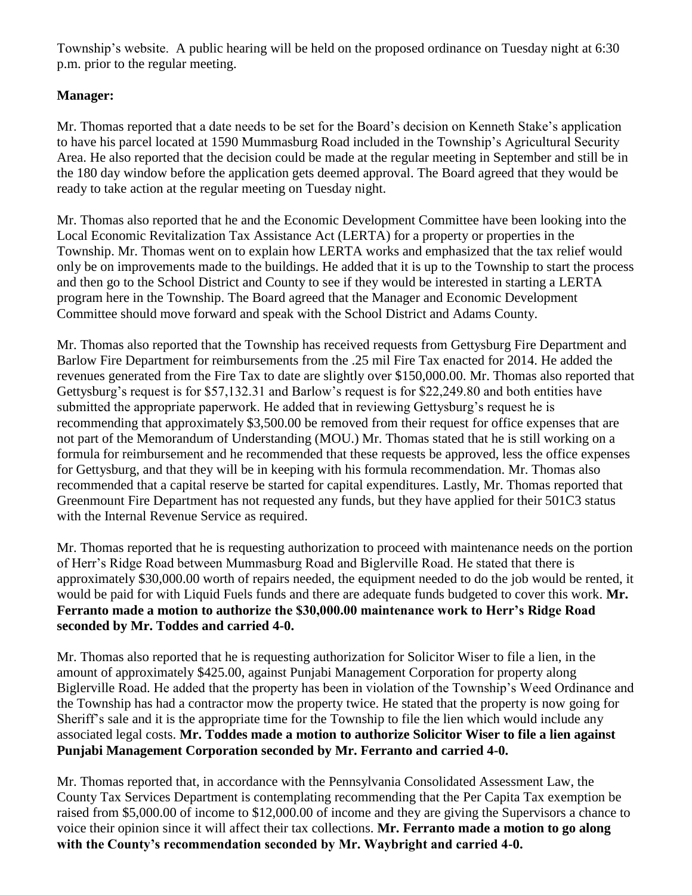Township's website. A public hearing will be held on the proposed ordinance on Tuesday night at 6:30 p.m. prior to the regular meeting.

**Manager:**

Mr. Thomas reported that a date needs to be set for the Board's decision on Kenneth Stake's application to have his parcel located at 1590 Mummasburg Road included in the Township's Agricultural Security Area. He also reported that the decision could be made at the regular meeting in September and still be in the 180 day window before the application gets deemed approval. The Board agreed that they would be ready to take action at the regular meeting on Tuesday night.

Mr. Thomas also reported that he and the Economic Development Committee have been looking into the Local Economic Revitalization Tax Assistance Act (LERTA) for a property or properties in the Township. Mr. Thomas went on to explain how LERTA works and emphasized that the tax relief would only be on improvements made to the buildings. He added that it is up to the Township to start the process and then go to the School District and County to see if they would be interested in starting a LERTA program here in the Township. The Board agreed that the Manager and Economic Development Committee should move forward and speak with the School District and Adams County.

Mr. Thomas also reported that the Township has received requests from Gettysburg Fire Department and Barlow Fire Department for reimbursements from the .25 mil Fire Tax enacted for 2014. He added the revenues generated from the Fire Tax to date are slightly over $150,000.00. Mr. Thomas also reported that Gettysburg's request is for $57,132.31 and Barlow's request is for $22,249.80 and both entities have submitted the appropriate paperwork. He added that in reviewing Gettysburg's request he is recommending that approximately $3,500.00 be removed from their request for office expenses that are not part of the Memorandum of Understanding (MOU.) Mr. Thomas stated that he is still working on a formula for reimbursement and he recommended that these requests be approved, less the office expenses for Gettysburg, and that they will be in keeping with his formula recommendation. Mr. Thomas also recommended that a capital reserve be started for capital expenditures. Lastly, Mr. Thomas reported that Greenmount Fire Department has not requested any funds, but they have applied for their 501C3 status with the Internal Revenue Service as required.

Mr. Thomas reported that he is requesting authorization to proceed with maintenance needs on the portion of Herr's Ridge Road between Mummasburg Road and Biglerville Road. He stated that there is approximately $30,000.00 worth of repairs needed, the equipment needed to do the job would be rented, it would be paid for with Liquid Fuels funds and there are adequate funds budgeted to cover this work. **Mr. Ferranto made a motion to authorize the $30,000.00 maintenance work to Herr's Ridge Road seconded by Mr. Toddes and carried 4-0.**

Mr. Thomas also reported that he is requesting authorization for Solicitor Wiser to file a lien, in the amount of approximately $425.00, against Punjabi Management Corporation for property along Biglerville Road. He added that the property has been in violation of the Township's Weed Ordinance and the Township has had a contractor mow the property twice. He stated that the property is now going for Sheriff's sale and it is the appropriate time for the Township to file the lien which would include any associated legal costs. **Mr. Toddes made a motion to authorize Solicitor Wiser to file a lien against Punjabi Management Corporation seconded by Mr. Ferranto and carried 4-0.**

Mr. Thomas reported that, in accordance with the Pennsylvania Consolidated Assessment Law, the County Tax Services Department is contemplating recommending that the Per Capita Tax exemption be raised from $5,000.00 of income to $12,000.00 of income and they are giving the Supervisors a chance to voice their opinion since it will affect their tax collections. **Mr. Ferranto made a motion to go along with the County's recommendation seconded by Mr. Waybright and carried 4-0.**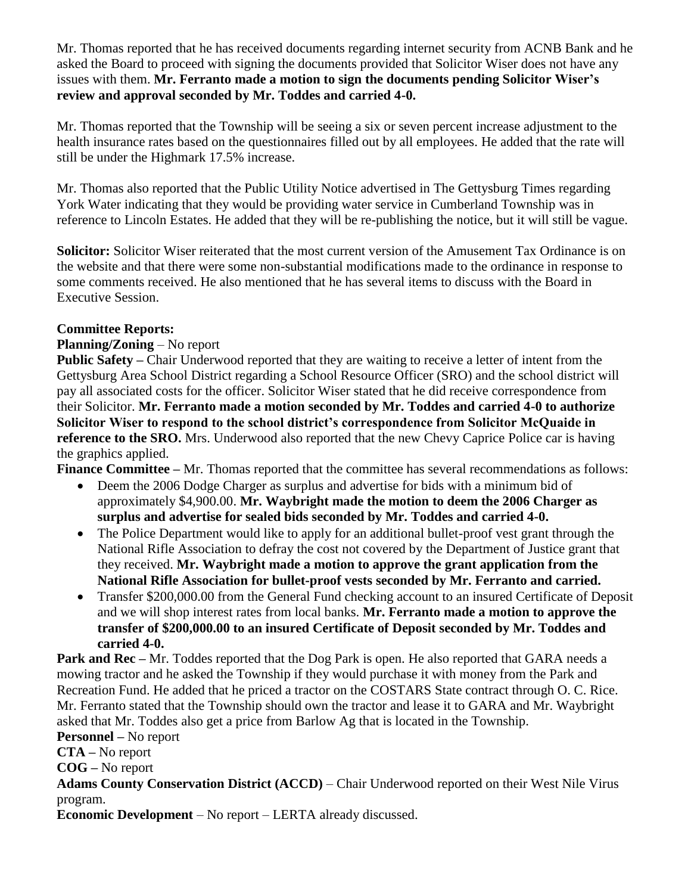Mr. Thomas reported that he has received documents regarding internet security from ACNB Bank and he asked the Board to proceed with signing the documents provided that Solicitor Wiser does not have any issues with them. **Mr. Ferranto made a motion to sign the documents pending Solicitor Wiser's review and approval seconded by Mr. Toddes and carried 4-0.**

Mr. Thomas reported that the Township will be seeing a six or seven percent increase adjustment to the health insurance rates based on the questionnaires filled out by all employees. He added that the rate will still be under the Highmark 17.5% increase.

Mr. Thomas also reported that the Public Utility Notice advertised in The Gettysburg Times regarding York Water indicating that they would be providing water service in Cumberland Township was in reference to Lincoln Estates. He added that they will be re-publishing the notice, but it will still be vague.

**Solicitor:** Solicitor Wiser reiterated that the most current version of the Amusement Tax Ordinance is on the website and that there were some non-substantial modifications made to the ordinance in response to some comments received. He also mentioned that he has several items to discuss with the Board in Executive Session.

**Committee Reports:**

**Planning/Zoning** – No report

**Public Safety –** Chair Underwood reported that they are waiting to receive a letter of intent from the Gettysburg Area School District regarding a School Resource Officer (SRO) and the school district will pay all associated costs for the officer. Solicitor Wiser stated that he did receive correspondence from their Solicitor. **Mr. Ferranto made a motion seconded by Mr. Toddes and carried 4-0 to authorize Solicitor Wiser to respond to the school district's correspondence from Solicitor McQuaide in reference to the SRO.** Mrs. Underwood also reported that the new Chevy Caprice Police car is having the graphics applied.

**Finance Committee –** Mr. Thomas reported that the committee has several recommendations as follows:

- Deem the 2006 Dodge Charger as surplus and advertise for bids with a minimum bid of approximately $4,900.00. **Mr. Waybright made the motion to deem the 2006 Charger as surplus and advertise for sealed bids seconded by Mr. Toddes and carried 4-0.**
- The Police Department would like to apply for an additional bullet-proof vest grant through the National Rifle Association to defray the cost not covered by the Department of Justice grant that they received. **Mr. Waybright made a motion to approve the grant application from the National Rifle Association for bullet-proof vests seconded by Mr. Ferranto and carried.**
- Transfer $200,000.00 from the General Fund checking account to an insured Certificate of Deposit and we will shop interest rates from local banks. **Mr. Ferranto made a motion to approve the transfer of $200,000.00 to an insured Certificate of Deposit seconded by Mr. Toddes and carried 4-0.**

**Park and Rec –** Mr. Toddes reported that the Dog Park is open. He also reported that GARA needs a mowing tractor and he asked the Township if they would purchase it with money from the Park and Recreation Fund. He added that he priced a tractor on the COSTARS State contract through O. C. Rice. Mr. Ferranto stated that the Township should own the tractor and lease it to GARA and Mr. Waybright asked that Mr. Toddes also get a price from Barlow Ag that is located in the Township.

**Personnel –** No report

**CTA –** No report

**COG –** No report

**Adams County Conservation District (ACCD)** – Chair Underwood reported on their West Nile Virus program.

**Economic Development** – No report – LERTA already discussed.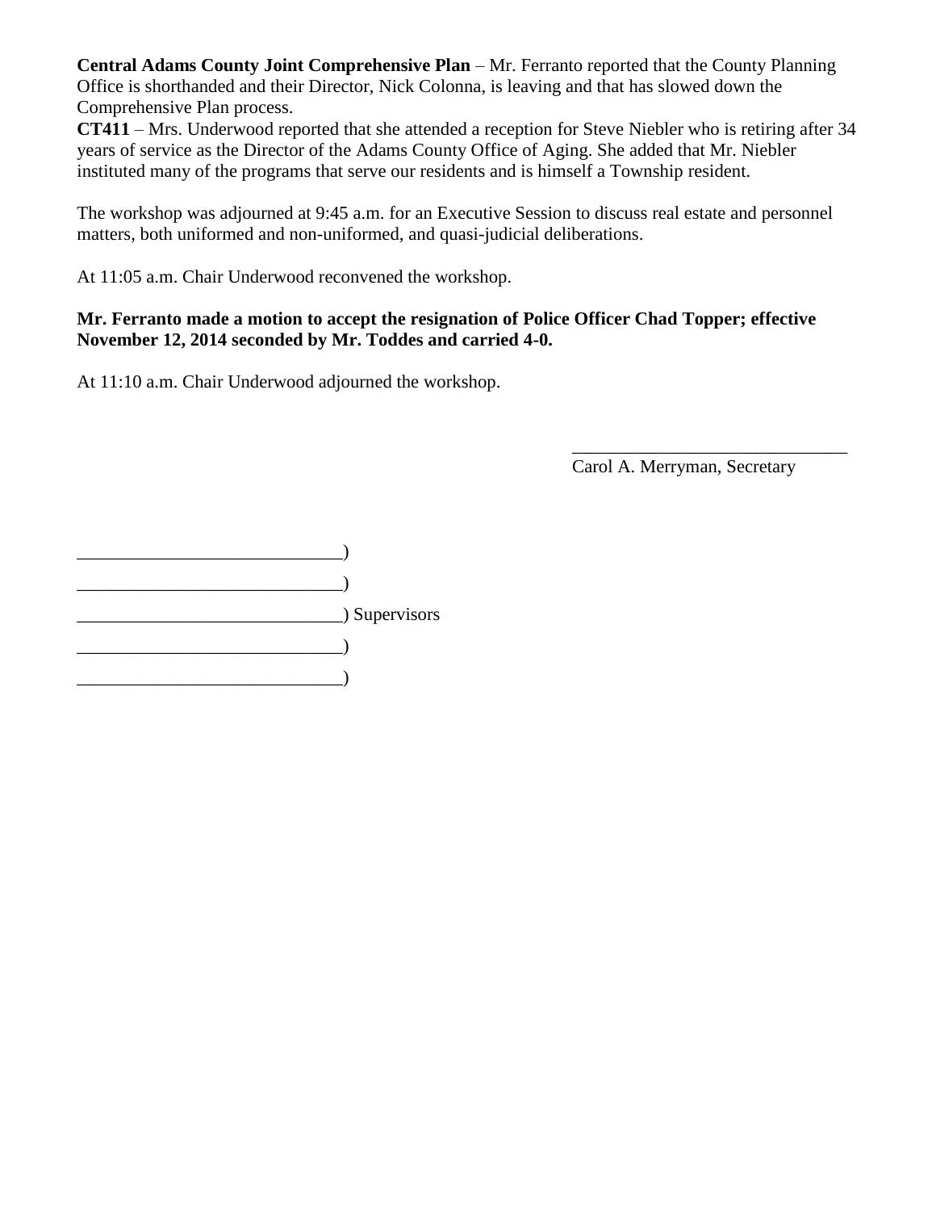**Central Adams County Joint Comprehensive Plan** – Mr. Ferranto reported that the County Planning Office is shorthanded and their Director, Nick Colonna, is leaving and that has slowed down the Comprehensive Plan process.

**CT411** – Mrs. Underwood reported that she attended a reception for Steve Niebler who is retiring after 34 years of service as the Director of the Adams County Office of Aging. She added that Mr. Niebler instituted many of the programs that serve our residents and is himself a Township resident.

The workshop was adjourned at 9:45 a.m. for an Executive Session to discuss real estate and personnel matters, both uniformed and non-uniformed, and quasi-judicial deliberations.

At 11:05 a.m. Chair Underwood reconvened the workshop.

**Mr. Ferranto made a motion to accept the resignation of Police Officer Chad Topper; effective November 12, 2014 seconded by Mr. Toddes and carried 4-0.**

At 11:10 a.m. Chair Underwood adjourned the workshop.

_______________________________
Carol A. Merryman, Secretary

_____________________________)
_____________________________)
_____________________________) Supervisors
_____________________________)
_____________________________)